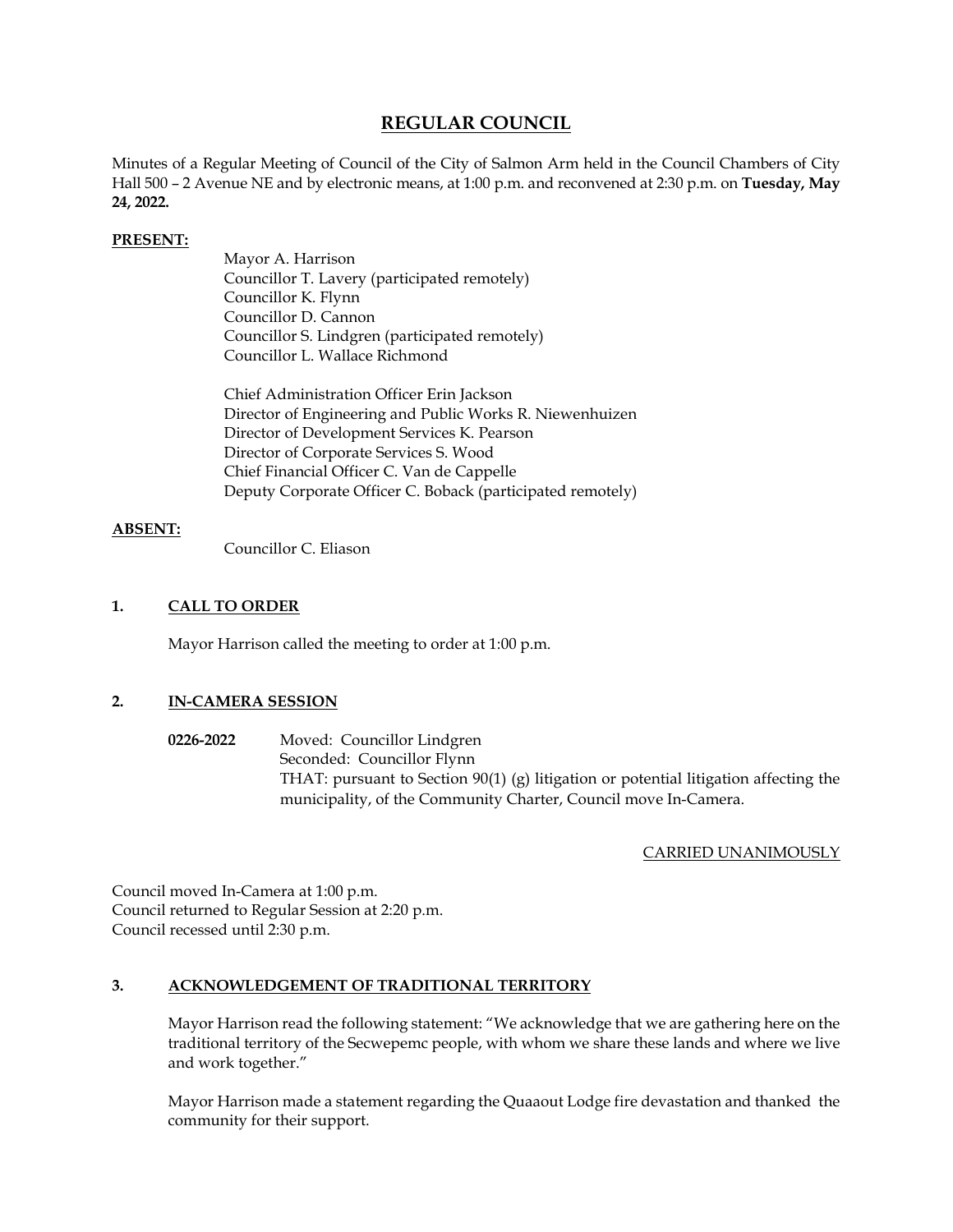# REGULAR COUNCIL

Minutes of a Regular Meeting of Council of the City of Salmon Arm held in the Council Chambers of City Hall 500 – 2 Avenue NE and by electronic means, at 1:00 p.m. and reconvened at 2:30 p.m. on **Tuesday, May 24, 2022.**

**PRESENT:**

Mayor A. Harrison
Councillor T. Lavery (participated remotely)
Councillor K. Flynn
Councillor D. Cannon
Councillor S. Lindgren (participated remotely)
Councillor L. Wallace Richmond

Chief Administration Officer Erin Jackson
Director of Engineering and Public Works R. Niewenhuizen
Director of Development Services K. Pearson
Director of Corporate Services S. Wood
Chief Financial Officer C. Van de Cappelle
Deputy Corporate Officer C. Boback (participated remotely)

**ABSENT:**

Councillor C. Eliason

## 1. CALL TO ORDER

Mayor Harrison called the meeting to order at 1:00 p.m.

## 2. IN-CAMERA SESSION

**0226-2022** Moved: Councillor Lindgren
Seconded: Councillor Flynn
THAT: pursuant to Section 90(1) (g) litigation or potential litigation affecting the municipality, of the Community Charter, Council move In-Camera.

CARRIED UNANIMOUSLY

Council moved In-Camera at 1:00 p.m.
Council returned to Regular Session at 2:20 p.m.
Council recessed until 2:30 p.m.

## 3. ACKNOWLEDGEMENT OF TRADITIONAL TERRITORY

Mayor Harrison read the following statement: "We acknowledge that we are gathering here on the traditional territory of the Secwepemc people, with whom we share these lands and where we live and work together."

Mayor Harrison made a statement regarding the Quaaout Lodge fire devastation and thanked the community for their support.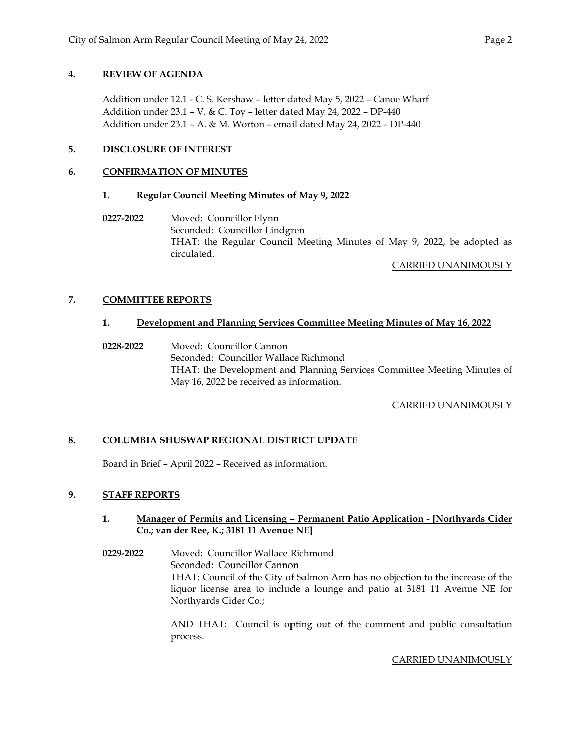## 4. REVIEW OF AGENDA

Addition under 12.1 - C. S. Kershaw – letter dated May 5, 2022 – Canoe Wharf
Addition under 23.1 – V. & C. Toy – letter dated May 24, 2022 – DP-440
Addition under 23.1 – A. & M. Worton – email dated May 24, 2022 – DP-440

## 5. DISCLOSURE OF INTEREST

## 6. CONFIRMATION OF MINUTES

### 1. Regular Council Meeting Minutes of May 9, 2022

**0227-2022** Moved: Councillor Flynn
Seconded: Councillor Lindgren
THAT: the Regular Council Meeting Minutes of May 9, 2022, be adopted as circulated.

CARRIED UNANIMOUSLY

## 7. COMMITTEE REPORTS

### 1. Development and Planning Services Committee Meeting Minutes of May 16, 2022

**0228-2022** Moved: Councillor Cannon
Seconded: Councillor Wallace Richmond
THAT: the Development and Planning Services Committee Meeting Minutes of May 16, 2022 be received as information.

CARRIED UNANIMOUSLY

## 8. COLUMBIA SHUSWAP REGIONAL DISTRICT UPDATE

Board in Brief – April 2022 – Received as information.

## 9. STAFF REPORTS

### 1. Manager of Permits and Licensing – Permanent Patio Application - [Northyards Cider Co.; van der Ree, K.; 3181 11 Avenue NE]

**0229-2022** Moved: Councillor Wallace Richmond
Seconded: Councillor Cannon
THAT: Council of the City of Salmon Arm has no objection to the increase of the liquor license area to include a lounge and patio at 3181 11 Avenue NE for Northyards Cider Co.;

AND THAT: Council is opting out of the comment and public consultation process.

CARRIED UNANIMOUSLY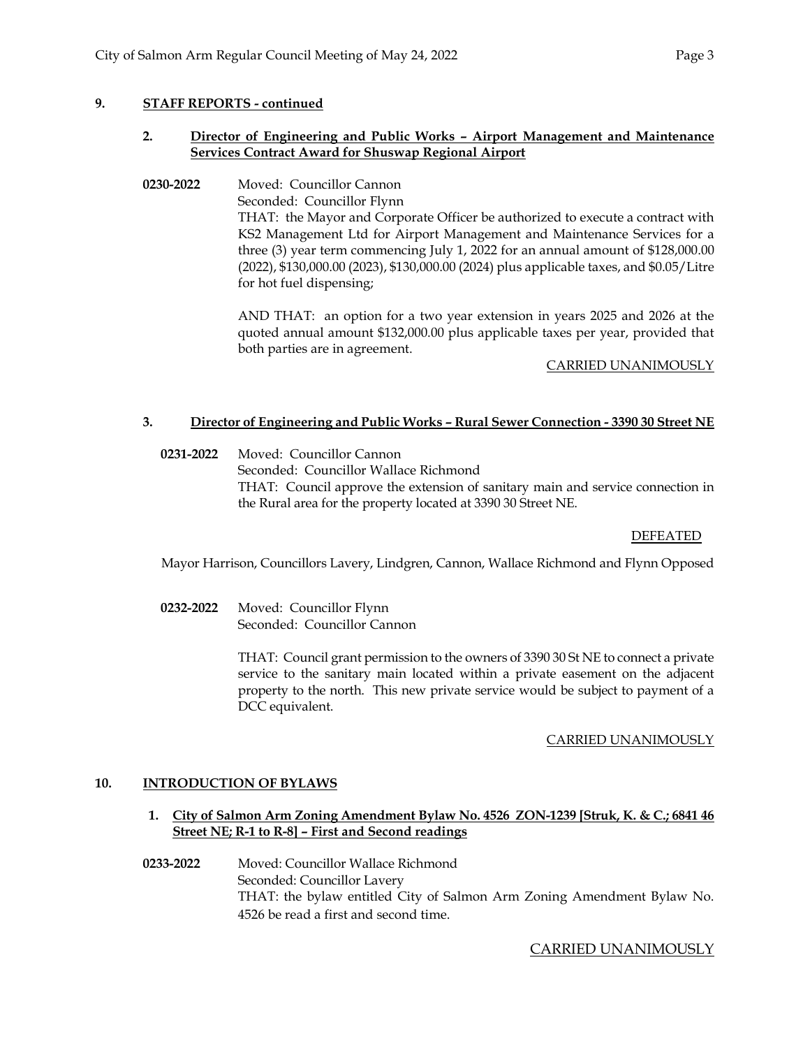## 9. STAFF REPORTS - continued

### 2. Director of Engineering and Public Works – Airport Management and Maintenance Services Contract Award for Shuswap Regional Airport

**0230-2022** Moved: Councillor Cannon
Seconded: Councillor Flynn
THAT: the Mayor and Corporate Officer be authorized to execute a contract with KS2 Management Ltd for Airport Management and Maintenance Services for a three (3) year term commencing July 1, 2022 for an annual amount of $128,000.00 (2022), $130,000.00 (2023), $130,000.00 (2024) plus applicable taxes, and $0.05/Litre for hot fuel dispensing;

AND THAT: an option for a two year extension in years 2025 and 2026 at the quoted annual amount $132,000.00 plus applicable taxes per year, provided that both parties are in agreement.

CARRIED UNANIMOUSLY

### 3. Director of Engineering and Public Works – Rural Sewer Connection - 3390 30 Street NE

**0231-2022** Moved: Councillor Cannon
Seconded: Councillor Wallace Richmond
THAT: Council approve the extension of sanitary main and service connection in the Rural area for the property located at 3390 30 Street NE.

DEFEATED

Mayor Harrison, Councillors Lavery, Lindgren, Cannon, Wallace Richmond and Flynn Opposed

**0232-2022** Moved: Councillor Flynn
Seconded: Councillor Cannon

THAT: Council grant permission to the owners of 3390 30 St NE to connect a private service to the sanitary main located within a private easement on the adjacent property to the north. This new private service would be subject to payment of a DCC equivalent.

CARRIED UNANIMOUSLY

## 10. INTRODUCTION OF BYLAWS

### 1. City of Salmon Arm Zoning Amendment Bylaw No. 4526 ZON-1239 [Struk, K. & C.; 6841 46 Street NE; R-1 to R-8] – First and Second readings

**0233-2022** Moved: Councillor Wallace Richmond
Seconded: Councillor Lavery
THAT: the bylaw entitled City of Salmon Arm Zoning Amendment Bylaw No. 4526 be read a first and second time.

CARRIED UNANIMOUSLY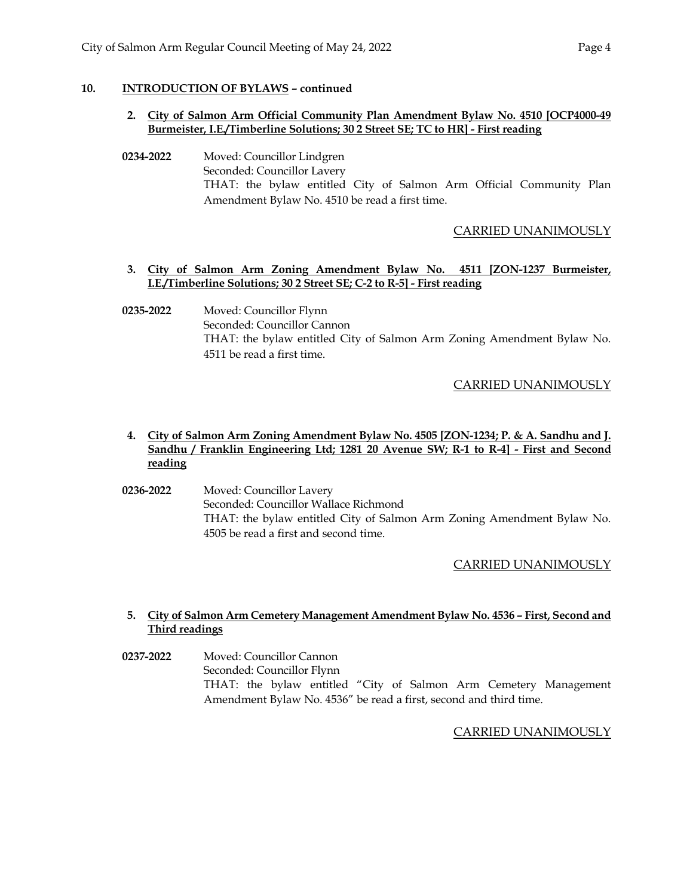## 10. INTRODUCTION OF BYLAWS – continued

**2. City of Salmon Arm Official Community Plan Amendment Bylaw No. 4510 [OCP4000-49 Burmeister, I.E./Timberline Solutions; 30 2 Street SE; TC to HR] - First reading**

**0234-2022** Moved: Councillor Lindgren
Seconded: Councillor Lavery
THAT: the bylaw entitled City of Salmon Arm Official Community Plan Amendment Bylaw No. 4510 be read a first time.

CARRIED UNANIMOUSLY

**3. City of Salmon Arm Zoning Amendment Bylaw No. 4511 [ZON-1237 Burmeister, I.E./Timberline Solutions; 30 2 Street SE; C-2 to R-5] - First reading**

**0235-2022** Moved: Councillor Flynn
Seconded: Councillor Cannon
THAT: the bylaw entitled City of Salmon Arm Zoning Amendment Bylaw No. 4511 be read a first time.

CARRIED UNANIMOUSLY

**4. City of Salmon Arm Zoning Amendment Bylaw No. 4505 [ZON-1234; P. & A. Sandhu and J. Sandhu / Franklin Engineering Ltd; 1281 20 Avenue SW; R-1 to R-4] - First and Second reading**

**0236-2022** Moved: Councillor Lavery
Seconded: Councillor Wallace Richmond
THAT: the bylaw entitled City of Salmon Arm Zoning Amendment Bylaw No. 4505 be read a first and second time.

CARRIED UNANIMOUSLY

**5. City of Salmon Arm Cemetery Management Amendment Bylaw No. 4536 – First, Second and Third readings**

**0237-2022** Moved: Councillor Cannon
Seconded: Councillor Flynn
THAT: the bylaw entitled "City of Salmon Arm Cemetery Management Amendment Bylaw No. 4536" be read a first, second and third time.

CARRIED UNANIMOUSLY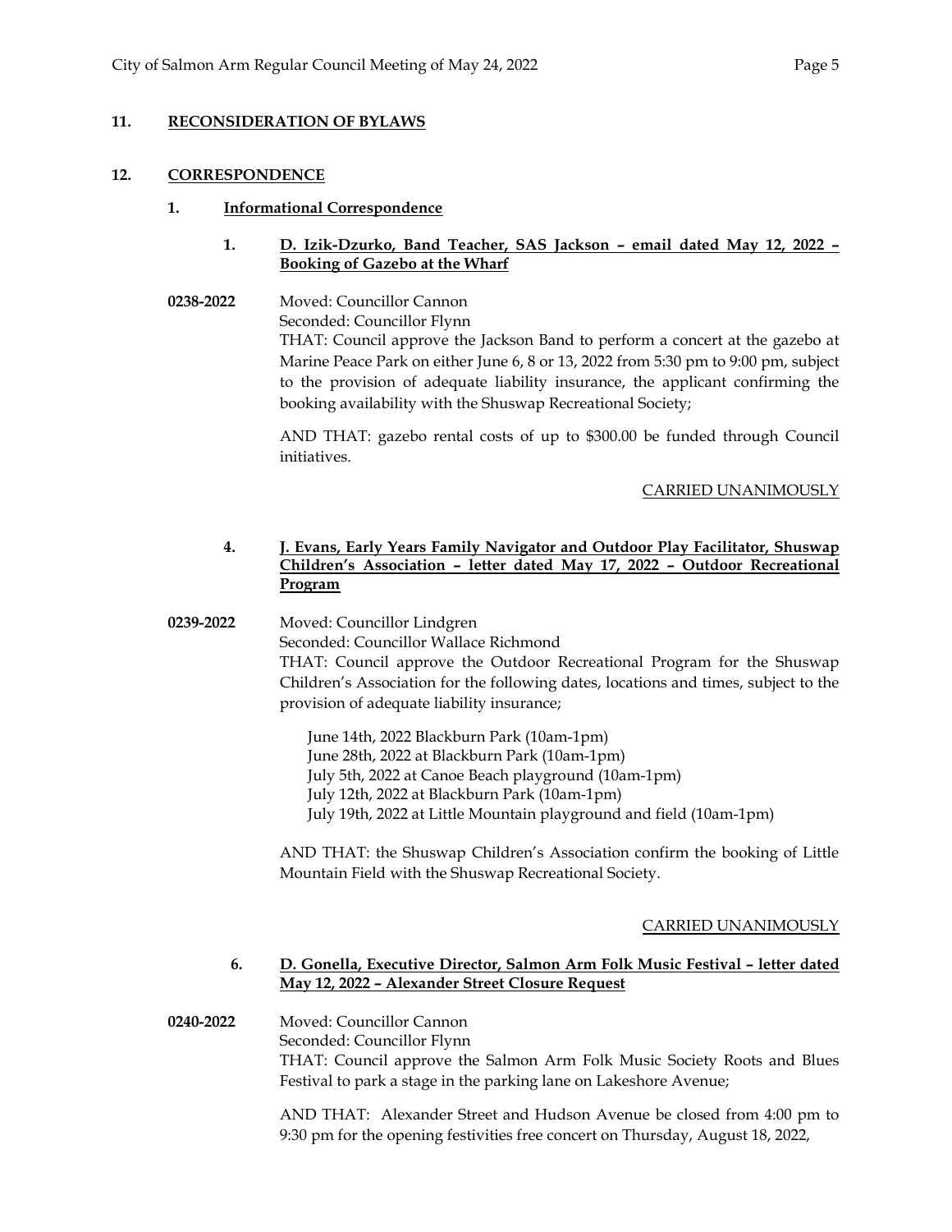## 11. RECONSIDERATION OF BYLAWS

## 12. CORRESPONDENCE

### 1. Informational Correspondence

#### 1. D. Izik-Dzurko, Band Teacher, SAS Jackson – email dated May 12, 2022 – Booking of Gazebo at the Wharf

**0238-2022** Moved: Councillor Cannon
Seconded: Councillor Flynn
THAT: Council approve the Jackson Band to perform a concert at the gazebo at Marine Peace Park on either June 6, 8 or 13, 2022 from 5:30 pm to 9:00 pm, subject to the provision of adequate liability insurance, the applicant confirming the booking availability with the Shuswap Recreational Society;

AND THAT: gazebo rental costs of up to $300.00 be funded through Council initiatives.

CARRIED UNANIMOUSLY

#### 4. J. Evans, Early Years Family Navigator and Outdoor Play Facilitator, Shuswap Children's Association – letter dated May 17, 2022 – Outdoor Recreational Program

**0239-2022** Moved: Councillor Lindgren
Seconded: Councillor Wallace Richmond
THAT: Council approve the Outdoor Recreational Program for the Shuswap Children's Association for the following dates, locations and times, subject to the provision of adequate liability insurance;

June 14th, 2022 Blackburn Park (10am-1pm)
June 28th, 2022 at Blackburn Park (10am-1pm)
July 5th, 2022 at Canoe Beach playground (10am-1pm)
July 12th, 2022 at Blackburn Park (10am-1pm)
July 19th, 2022 at Little Mountain playground and field (10am-1pm)

AND THAT: the Shuswap Children's Association confirm the booking of Little Mountain Field with the Shuswap Recreational Society.

CARRIED UNANIMOUSLY

#### 6. D. Gonella, Executive Director, Salmon Arm Folk Music Festival – letter dated May 12, 2022 – Alexander Street Closure Request

**0240-2022** Moved: Councillor Cannon
Seconded: Councillor Flynn
THAT: Council approve the Salmon Arm Folk Music Society Roots and Blues Festival to park a stage in the parking lane on Lakeshore Avenue;

AND THAT: Alexander Street and Hudson Avenue be closed from 4:00 pm to 9:30 pm for the opening festivities free concert on Thursday, August 18, 2022,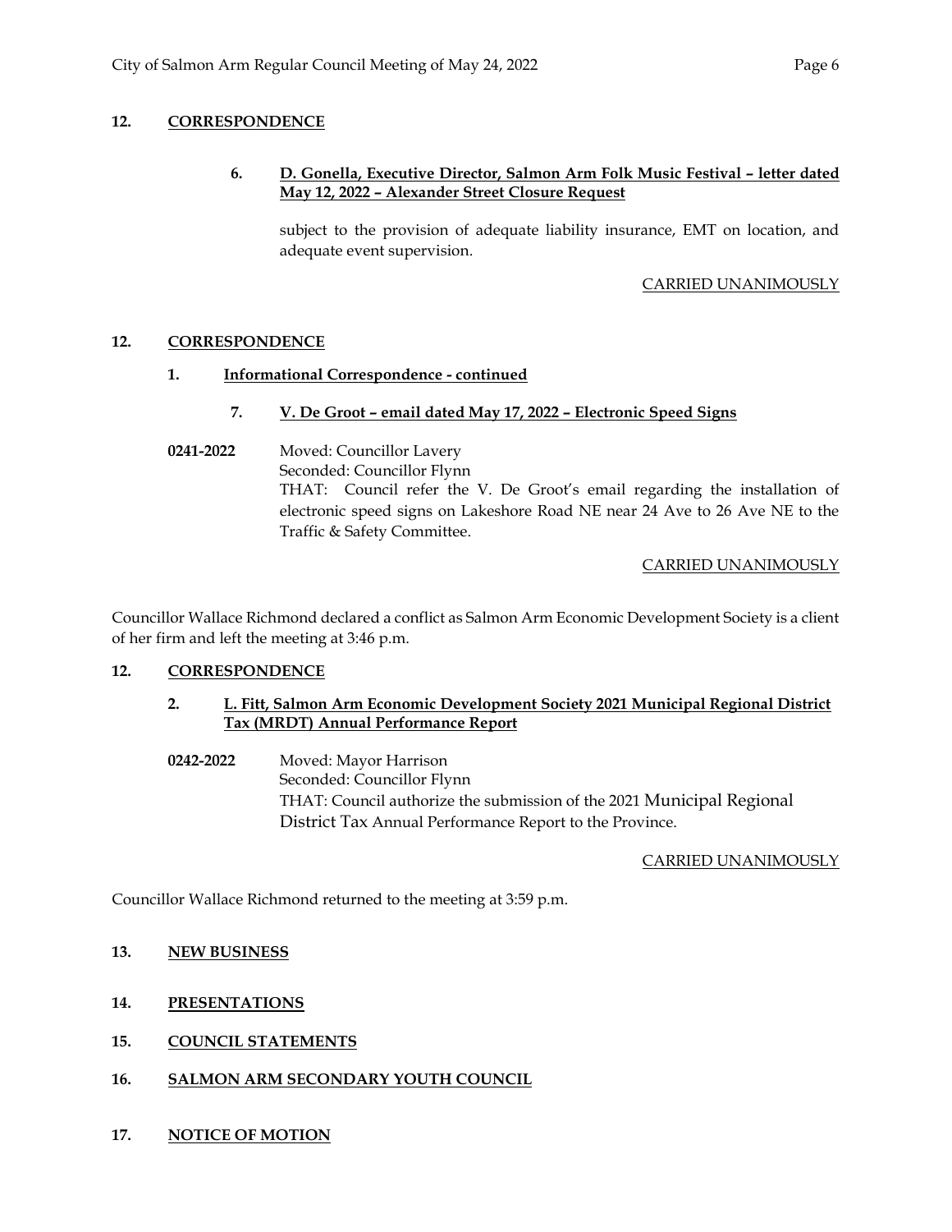## 12. CORRESPONDENCE

### 6. D. Gonella, Executive Director, Salmon Arm Folk Music Festival – letter dated May 12, 2022 – Alexander Street Closure Request

subject to the provision of adequate liability insurance, EMT on location, and adequate event supervision.

CARRIED UNANIMOUSLY

## 12. CORRESPONDENCE

### 1. Informational Correspondence - continued

#### 7. V. De Groot – email dated May 17, 2022 – Electronic Speed Signs

**0241-2022** Moved: Councillor Lavery
Seconded: Councillor Flynn
THAT: Council refer the V. De Groot's email regarding the installation of electronic speed signs on Lakeshore Road NE near 24 Ave to 26 Ave NE to the Traffic & Safety Committee.

CARRIED UNANIMOUSLY

Councillor Wallace Richmond declared a conflict as Salmon Arm Economic Development Society is a client of her firm and left the meeting at 3:46 p.m.

## 12. CORRESPONDENCE

### 2. L. Fitt, Salmon Arm Economic Development Society 2021 Municipal Regional District Tax (MRDT) Annual Performance Report

**0242-2022** Moved: Mayor Harrison
Seconded: Councillor Flynn
THAT: Council authorize the submission of the 2021 Municipal Regional District Tax Annual Performance Report to the Province.

CARRIED UNANIMOUSLY

Councillor Wallace Richmond returned to the meeting at 3:59 p.m.

## 13. NEW BUSINESS

## 14. PRESENTATIONS

## 15. COUNCIL STATEMENTS

## 16. SALMON ARM SECONDARY YOUTH COUNCIL

## 17. NOTICE OF MOTION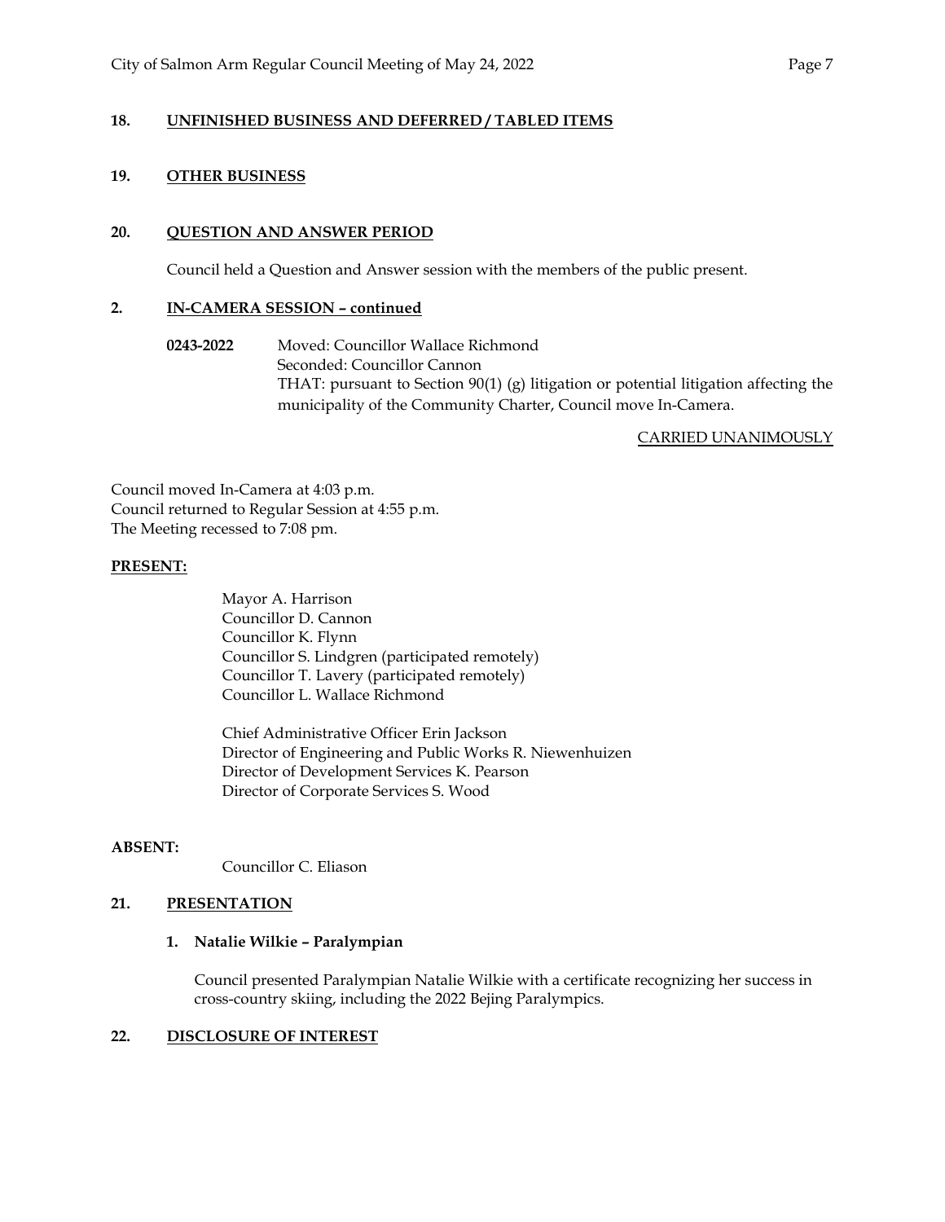## 18. UNFINISHED BUSINESS AND DEFERRED / TABLED ITEMS

## 19. OTHER BUSINESS

## 20. QUESTION AND ANSWER PERIOD

Council held a Question and Answer session with the members of the public present.

## 2. IN-CAMERA SESSION – continued

**0243-2022** Moved: Councillor Wallace Richmond
Seconded: Councillor Cannon
THAT: pursuant to Section 90(1) (g) litigation or potential litigation affecting the municipality of the Community Charter, Council move In-Camera.

CARRIED UNANIMOUSLY

Council moved In-Camera at 4:03 p.m.
Council returned to Regular Session at 4:55 p.m.
The Meeting recessed to 7:08 pm.

**PRESENT:**

Mayor A. Harrison
Councillor D. Cannon
Councillor K. Flynn
Councillor S. Lindgren (participated remotely)
Councillor T. Lavery (participated remotely)
Councillor L. Wallace Richmond

Chief Administrative Officer Erin Jackson
Director of Engineering and Public Works R. Niewenhuizen
Director of Development Services K. Pearson
Director of Corporate Services S. Wood

**ABSENT:**

Councillor C. Eliason

## 21. PRESENTATION

**1. Natalie Wilkie – Paralympian**

Council presented Paralympian Natalie Wilkie with a certificate recognizing her success in cross-country skiing, including the 2022 Bejing Paralympics.

## 22. DISCLOSURE OF INTEREST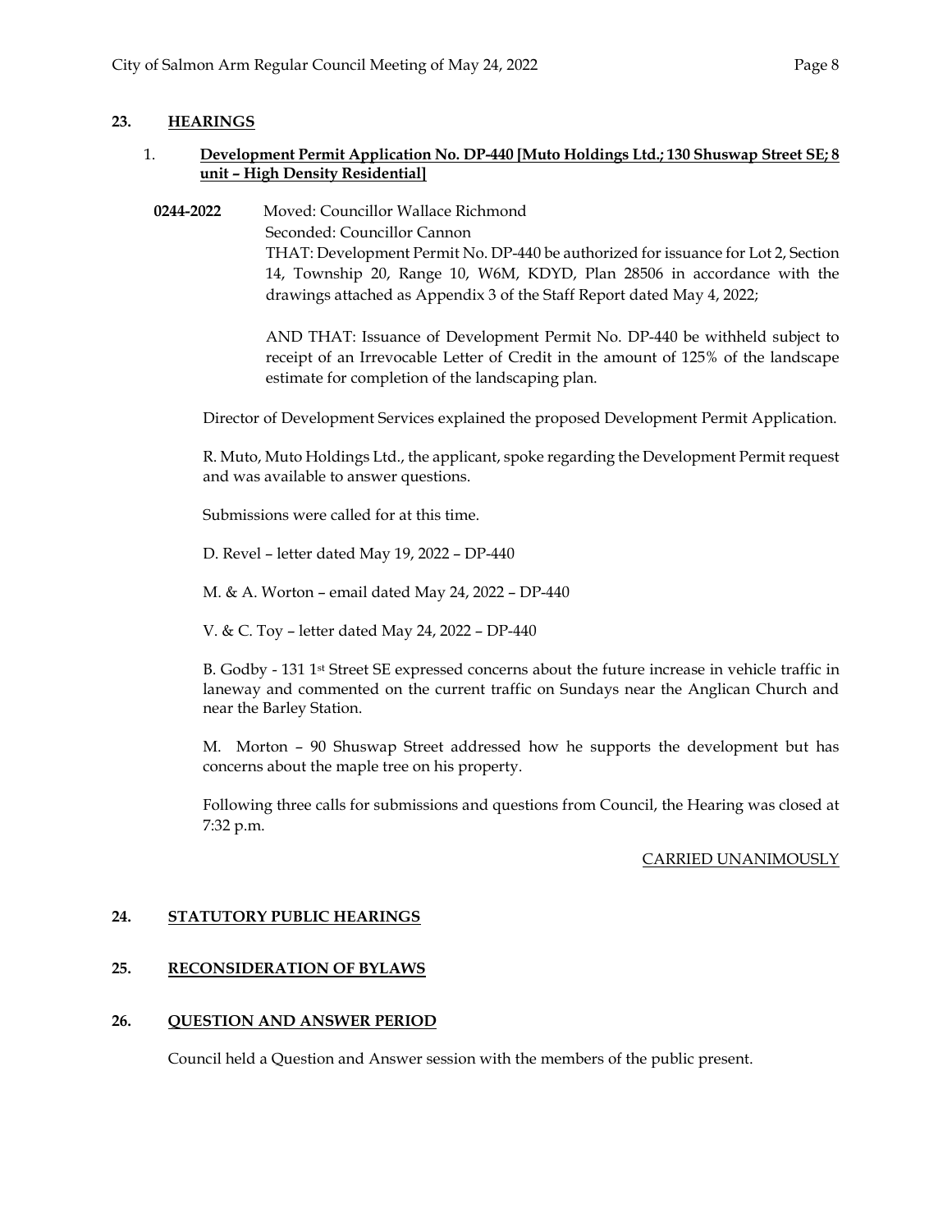## 23. HEARINGS

### 1. Development Permit Application No. DP-440 [Muto Holdings Ltd.; 130 Shuswap Street SE; 8 unit – High Density Residential]

**0244-2022** Moved: Councillor Wallace Richmond
Seconded: Councillor Cannon
THAT: Development Permit No. DP-440 be authorized for issuance for Lot 2, Section 14, Township 20, Range 10, W6M, KDYD, Plan 28506 in accordance with the drawings attached as Appendix 3 of the Staff Report dated May 4, 2022;

AND THAT: Issuance of Development Permit No. DP-440 be withheld subject to receipt of an Irrevocable Letter of Credit in the amount of 125% of the landscape estimate for completion of the landscaping plan.

Director of Development Services explained the proposed Development Permit Application.

R. Muto, Muto Holdings Ltd., the applicant, spoke regarding the Development Permit request and was available to answer questions.

Submissions were called for at this time.

D. Revel – letter dated May 19, 2022 – DP-440

M. & A. Worton – email dated May 24, 2022 – DP-440

V. & C. Toy – letter dated May 24, 2022 – DP-440

B. Godby - 131 1st Street SE expressed concerns about the future increase in vehicle traffic in laneway and commented on the current traffic on Sundays near the Anglican Church and near the Barley Station.

M. Morton – 90 Shuswap Street addressed how he supports the development but has concerns about the maple tree on his property.

Following three calls for submissions and questions from Council, the Hearing was closed at 7:32 p.m.

CARRIED UNANIMOUSLY

## 24. STATUTORY PUBLIC HEARINGS

## 25. RECONSIDERATION OF BYLAWS

## 26. QUESTION AND ANSWER PERIOD

Council held a Question and Answer session with the members of the public present.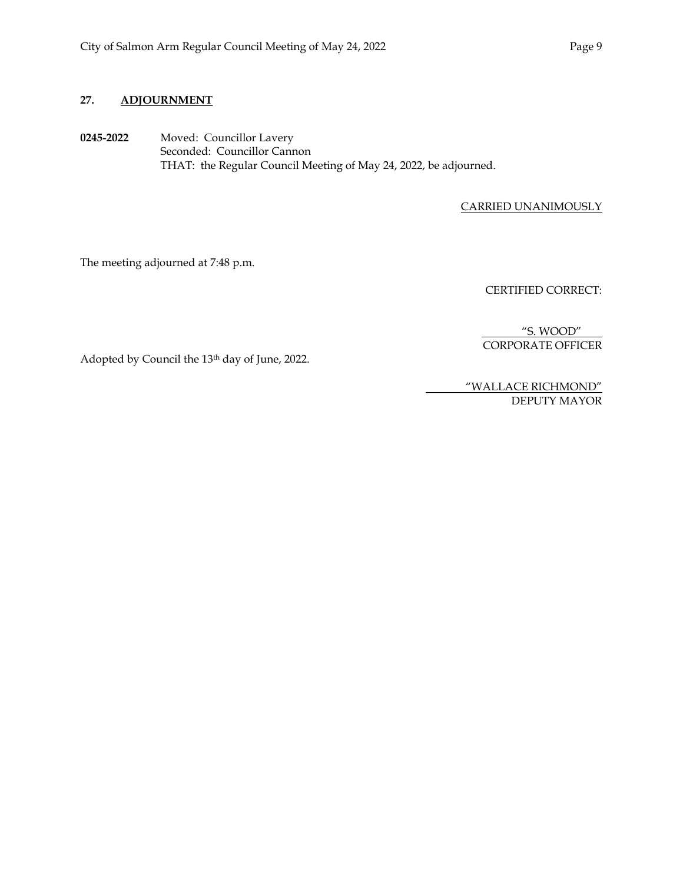## 27. ADJOURNMENT

**0245-2022** Moved: Councillor Lavery
Seconded: Councillor Cannon
THAT: the Regular Council Meeting of May 24, 2022, be adjourned.

CARRIED UNANIMOUSLY

The meeting adjourned at 7:48 p.m.

CERTIFIED CORRECT:

"S. WOOD"
CORPORATE OFFICER

Adopted by Council the 13th day of June, 2022.

"WALLACE RICHMOND"
DEPUTY MAYOR